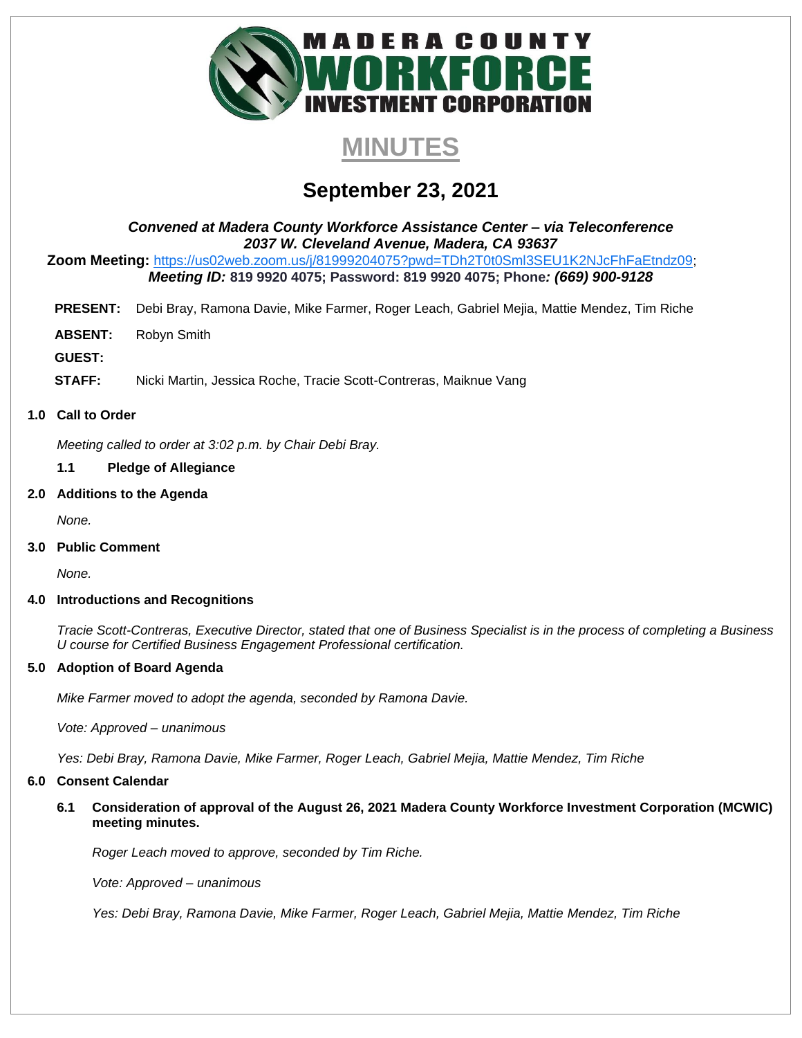# MADERA COUNTY WORKFORCE INVESTMENT CORPORATION

# MINUTES

## September 23, 2021

***Convened at Madera County Workforce Assistance Center – via Teleconference***
***2037 W. Cleveland Avenue, Madera, CA 93637***

**Zoom Meeting:** https://us02web.zoom.us/j/81999204075?pwd=TDh2T0t0Sml3SEU1K2NJcFhFaEtndz09;
***Meeting ID:*** **819 9920 4075; Password: 819 9920 4075; Phone*: (669) 900-9128***

**PRESENT:** Debi Bray, Ramona Davie, Mike Farmer, Roger Leach, Gabriel Mejia, Mattie Mendez, Tim Riche

**ABSENT:** Robyn Smith

**GUEST:**

**STAFF:** Nicki Martin, Jessica Roche, Tracie Scott-Contreras, Maiknue Vang

### 1.0 Call to Order

*Meeting called to order at 3:02 p.m. by Chair Debi Bray.*

**1.1 Pledge of Allegiance**

### 2.0 Additions to the Agenda

*None.*

### 3.0 Public Comment

*None.*

### 4.0 Introductions and Recognitions

*Tracie Scott-Contreras, Executive Director, stated that one of Business Specialist is in the process of completing a Business U course for Certified Business Engagement Professional certification.*

### 5.0 Adoption of Board Agenda

*Mike Farmer moved to adopt the agenda, seconded by Ramona Davie.*

*Vote: Approved – unanimous*

*Yes: Debi Bray, Ramona Davie, Mike Farmer, Roger Leach, Gabriel Mejia, Mattie Mendez, Tim Riche*

### 6.0 Consent Calendar

**6.1 Consideration of approval of the August 26, 2021 Madera County Workforce Investment Corporation (MCWIC) meeting minutes.**

*Roger Leach moved to approve, seconded by Tim Riche.*

*Vote: Approved – unanimous*

*Yes: Debi Bray, Ramona Davie, Mike Farmer, Roger Leach, Gabriel Mejia, Mattie Mendez, Tim Riche*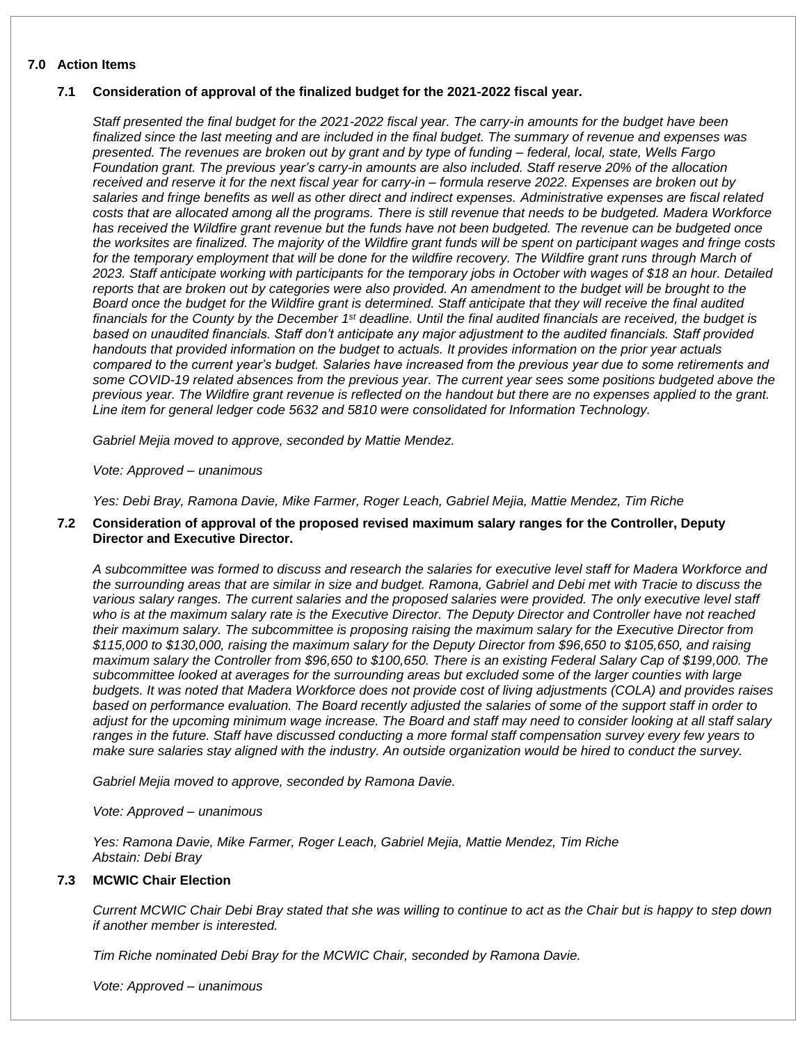## 7.0 Action Items

### 7.1 Consideration of approval of the finalized budget for the 2021-2022 fiscal year.

*Staff presented the final budget for the 2021-2022 fiscal year. The carry-in amounts for the budget have been finalized since the last meeting and are included in the final budget. The summary of revenue and expenses was presented. The revenues are broken out by grant and by type of funding – federal, local, state, Wells Fargo Foundation grant. The previous year's carry-in amounts are also included. Staff reserve 20% of the allocation received and reserve it for the next fiscal year for carry-in – formula reserve 2022. Expenses are broken out by salaries and fringe benefits as well as other direct and indirect expenses. Administrative expenses are fiscal related costs that are allocated among all the programs. There is still revenue that needs to be budgeted. Madera Workforce has received the Wildfire grant revenue but the funds have not been budgeted. The revenue can be budgeted once the worksites are finalized. The majority of the Wildfire grant funds will be spent on participant wages and fringe costs for the temporary employment that will be done for the wildfire recovery. The Wildfire grant runs through March of 2023. Staff anticipate working with participants for the temporary jobs in October with wages of $18 an hour. Detailed reports that are broken out by categories were also provided. An amendment to the budget will be brought to the Board once the budget for the Wildfire grant is determined. Staff anticipate that they will receive the final audited financials for the County by the December 1st deadline. Until the final audited financials are received, the budget is based on unaudited financials. Staff don't anticipate any major adjustment to the audited financials. Staff provided handouts that provided information on the budget to actuals. It provides information on the prior year actuals compared to the current year's budget. Salaries have increased from the previous year due to some retirements and some COVID-19 related absences from the previous year. The current year sees some positions budgeted above the previous year. The Wildfire grant revenue is reflected on the handout but there are no expenses applied to the grant. Line item for general ledger code 5632 and 5810 were consolidated for Information Technology.*

*Gabriel Mejia moved to approve, seconded by Mattie Mendez.*

*Vote: Approved – unanimous*

*Yes: Debi Bray, Ramona Davie, Mike Farmer, Roger Leach, Gabriel Mejia, Mattie Mendez, Tim Riche*

### 7.2 Consideration of approval of the proposed revised maximum salary ranges for the Controller, Deputy Director and Executive Director.

*A subcommittee was formed to discuss and research the salaries for executive level staff for Madera Workforce and the surrounding areas that are similar in size and budget. Ramona, Gabriel and Debi met with Tracie to discuss the various salary ranges. The current salaries and the proposed salaries were provided. The only executive level staff who is at the maximum salary rate is the Executive Director. The Deputy Director and Controller have not reached their maximum salary. The subcommittee is proposing raising the maximum salary for the Executive Director from $115,000 to $130,000, raising the maximum salary for the Deputy Director from $96,650 to $105,650, and raising maximum salary the Controller from $96,650 to $100,650. There is an existing Federal Salary Cap of $199,000. The subcommittee looked at averages for the surrounding areas but excluded some of the larger counties with large budgets. It was noted that Madera Workforce does not provide cost of living adjustments (COLA) and provides raises based on performance evaluation. The Board recently adjusted the salaries of some of the support staff in order to adjust for the upcoming minimum wage increase. The Board and staff may need to consider looking at all staff salary ranges in the future. Staff have discussed conducting a more formal staff compensation survey every few years to make sure salaries stay aligned with the industry. An outside organization would be hired to conduct the survey.*

*Gabriel Mejia moved to approve, seconded by Ramona Davie.*

*Vote: Approved – unanimous*

*Yes: Ramona Davie, Mike Farmer, Roger Leach, Gabriel Mejia, Mattie Mendez, Tim Riche*
*Abstain: Debi Bray*

### 7.3 MCWIC Chair Election

*Current MCWIC Chair Debi Bray stated that she was willing to continue to act as the Chair but is happy to step down if another member is interested.*

*Tim Riche nominated Debi Bray for the MCWIC Chair, seconded by Ramona Davie.*

*Vote: Approved – unanimous*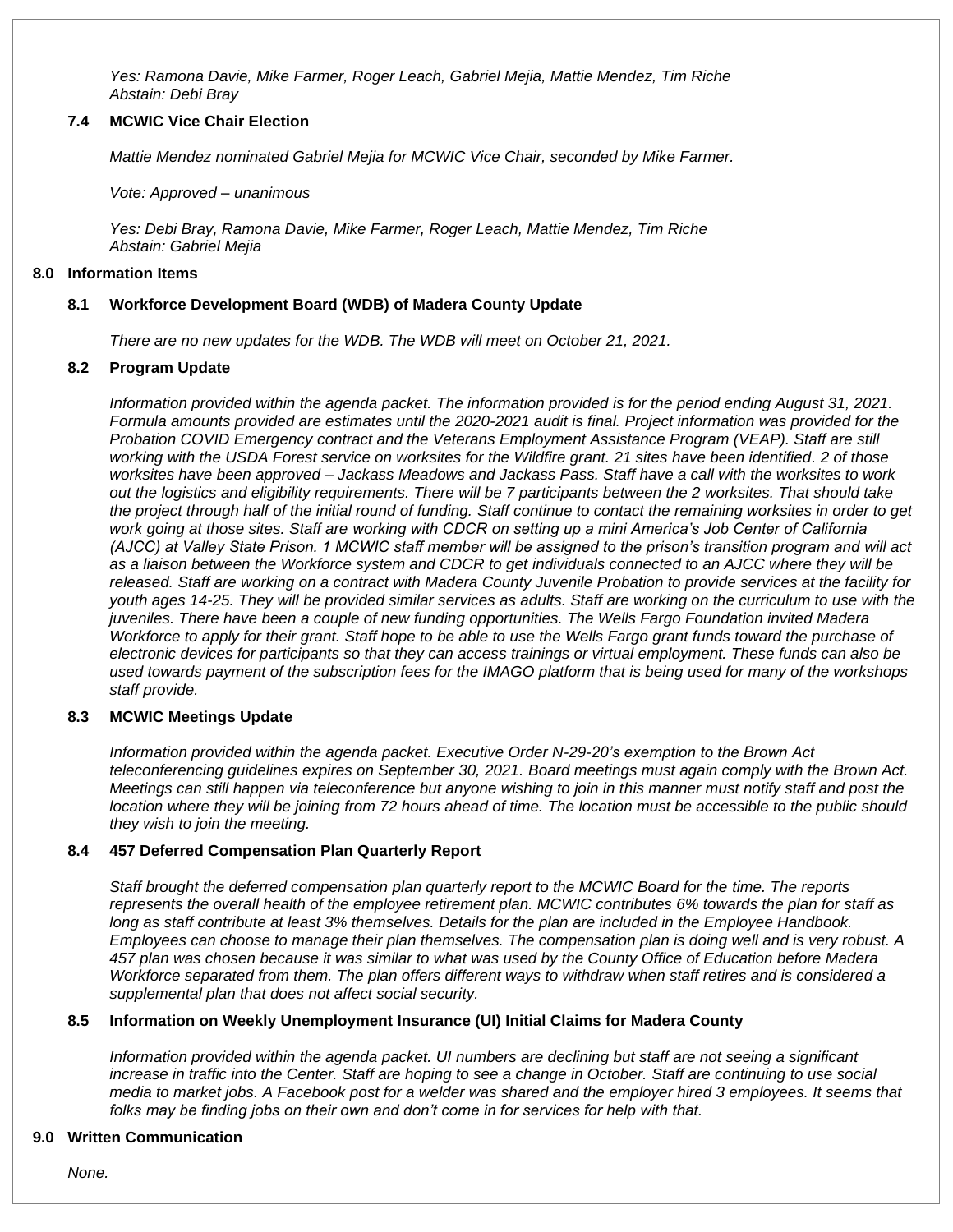*Yes: Ramona Davie, Mike Farmer, Roger Leach, Gabriel Mejia, Mattie Mendez, Tim Riche*
*Abstain: Debi Bray*

### 7.4 MCWIC Vice Chair Election

*Mattie Mendez nominated Gabriel Mejia for MCWIC Vice Chair, seconded by Mike Farmer.*

*Vote: Approved – unanimous*

*Yes: Debi Bray, Ramona Davie, Mike Farmer, Roger Leach, Mattie Mendez, Tim Riche*
*Abstain: Gabriel Mejia*

## 8.0 Information Items

### 8.1 Workforce Development Board (WDB) of Madera County Update

*There are no new updates for the WDB. The WDB will meet on October 21, 2021.*

### 8.2 Program Update

*Information provided within the agenda packet. The information provided is for the period ending August 31, 2021. Formula amounts provided are estimates until the 2020-2021 audit is final. Project information was provided for the Probation COVID Emergency contract and the Veterans Employment Assistance Program (VEAP). Staff are still working with the USDA Forest service on worksites for the Wildfire grant. 21 sites have been identified. 2 of those worksites have been approved – Jackass Meadows and Jackass Pass. Staff have a call with the worksites to work out the logistics and eligibility requirements. There will be 7 participants between the 2 worksites. That should take the project through half of the initial round of funding. Staff continue to contact the remaining worksites in order to get work going at those sites. Staff are working with CDCR on setting up a mini America's Job Center of California (AJCC) at Valley State Prison. 1 MCWIC staff member will be assigned to the prison's transition program and will act as a liaison between the Workforce system and CDCR to get individuals connected to an AJCC where they will be released. Staff are working on a contract with Madera County Juvenile Probation to provide services at the facility for youth ages 14-25. They will be provided similar services as adults. Staff are working on the curriculum to use with the juveniles. There have been a couple of new funding opportunities. The Wells Fargo Foundation invited Madera Workforce to apply for their grant. Staff hope to be able to use the Wells Fargo grant funds toward the purchase of electronic devices for participants so that they can access trainings or virtual employment. These funds can also be used towards payment of the subscription fees for the IMAGO platform that is being used for many of the workshops staff provide.*

### 8.3 MCWIC Meetings Update

*Information provided within the agenda packet. Executive Order N-29-20's exemption to the Brown Act teleconferencing guidelines expires on September 30, 2021. Board meetings must again comply with the Brown Act. Meetings can still happen via teleconference but anyone wishing to join in this manner must notify staff and post the location where they will be joining from 72 hours ahead of time. The location must be accessible to the public should they wish to join the meeting.*

### 8.4 457 Deferred Compensation Plan Quarterly Report

*Staff brought the deferred compensation plan quarterly report to the MCWIC Board for the time. The reports represents the overall health of the employee retirement plan. MCWIC contributes 6% towards the plan for staff as long as staff contribute at least 3% themselves. Details for the plan are included in the Employee Handbook. Employees can choose to manage their plan themselves. The compensation plan is doing well and is very robust. A 457 plan was chosen because it was similar to what was used by the County Office of Education before Madera Workforce separated from them. The plan offers different ways to withdraw when staff retires and is considered a supplemental plan that does not affect social security.*

### 8.5 Information on Weekly Unemployment Insurance (UI) Initial Claims for Madera County

*Information provided within the agenda packet. UI numbers are declining but staff are not seeing a significant increase in traffic into the Center. Staff are hoping to see a change in October. Staff are continuing to use social media to market jobs. A Facebook post for a welder was shared and the employer hired 3 employees. It seems that folks may be finding jobs on their own and don't come in for services for help with that.*

## 9.0 Written Communication

*None.*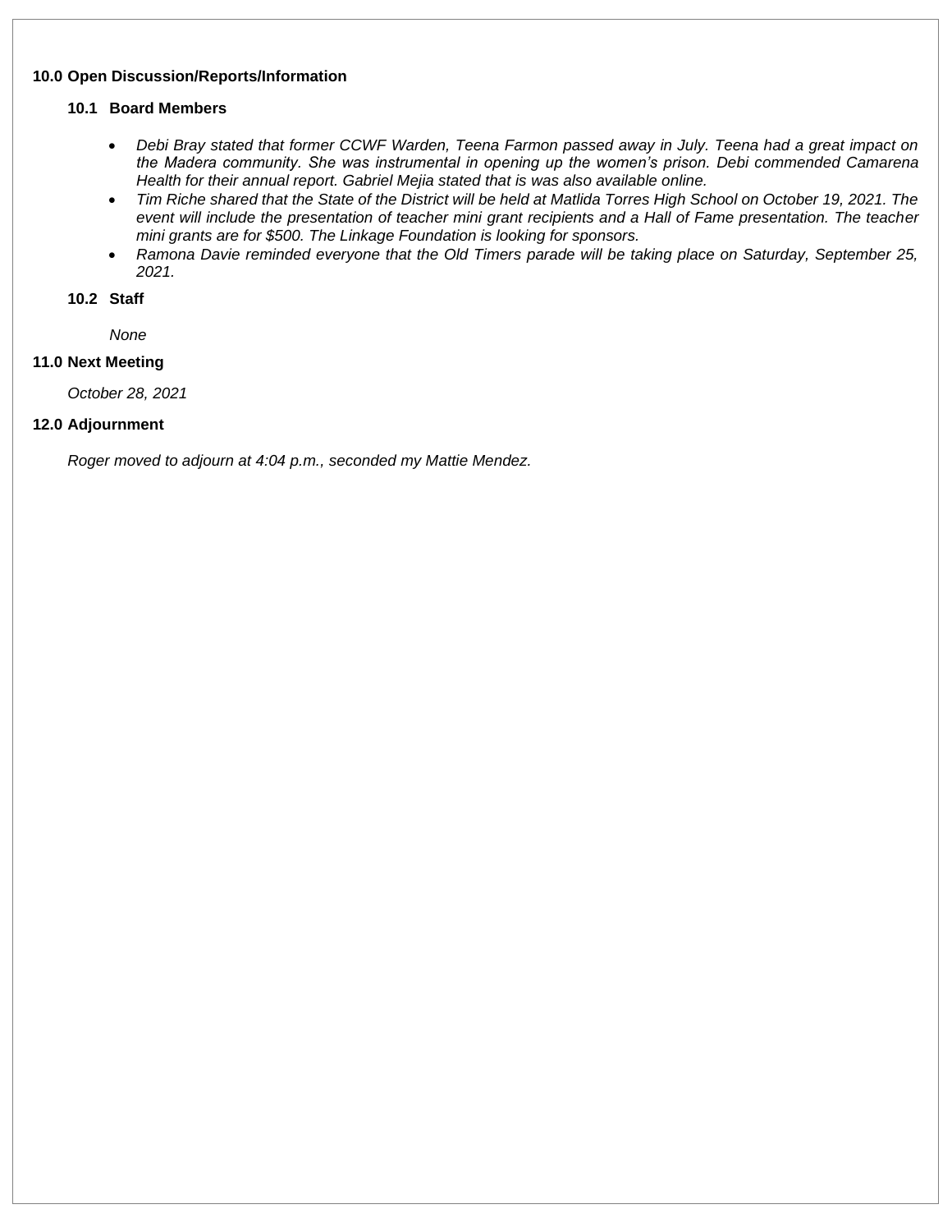**10.0 Open Discussion/Reports/Information**

**10.1 Board Members**

- *Debi Bray stated that former CCWF Warden, Teena Farmon passed away in July. Teena had a great impact on the Madera community. She was instrumental in opening up the women's prison. Debi commended Camarena Health for their annual report. Gabriel Mejia stated that is was also available online.*
- *Tim Riche shared that the State of the District will be held at Matlida Torres High School on October 19, 2021. The event will include the presentation of teacher mini grant recipients and a Hall of Fame presentation. The teacher mini grants are for $500. The Linkage Foundation is looking for sponsors.*
- *Ramona Davie reminded everyone that the Old Timers parade will be taking place on Saturday, September 25, 2021.*

**10.2 Staff**

*None*

**11.0 Next Meeting**

*October 28, 2021*

**12.0 Adjournment**

*Roger moved to adjourn at 4:04 p.m., seconded my Mattie Mendez.*